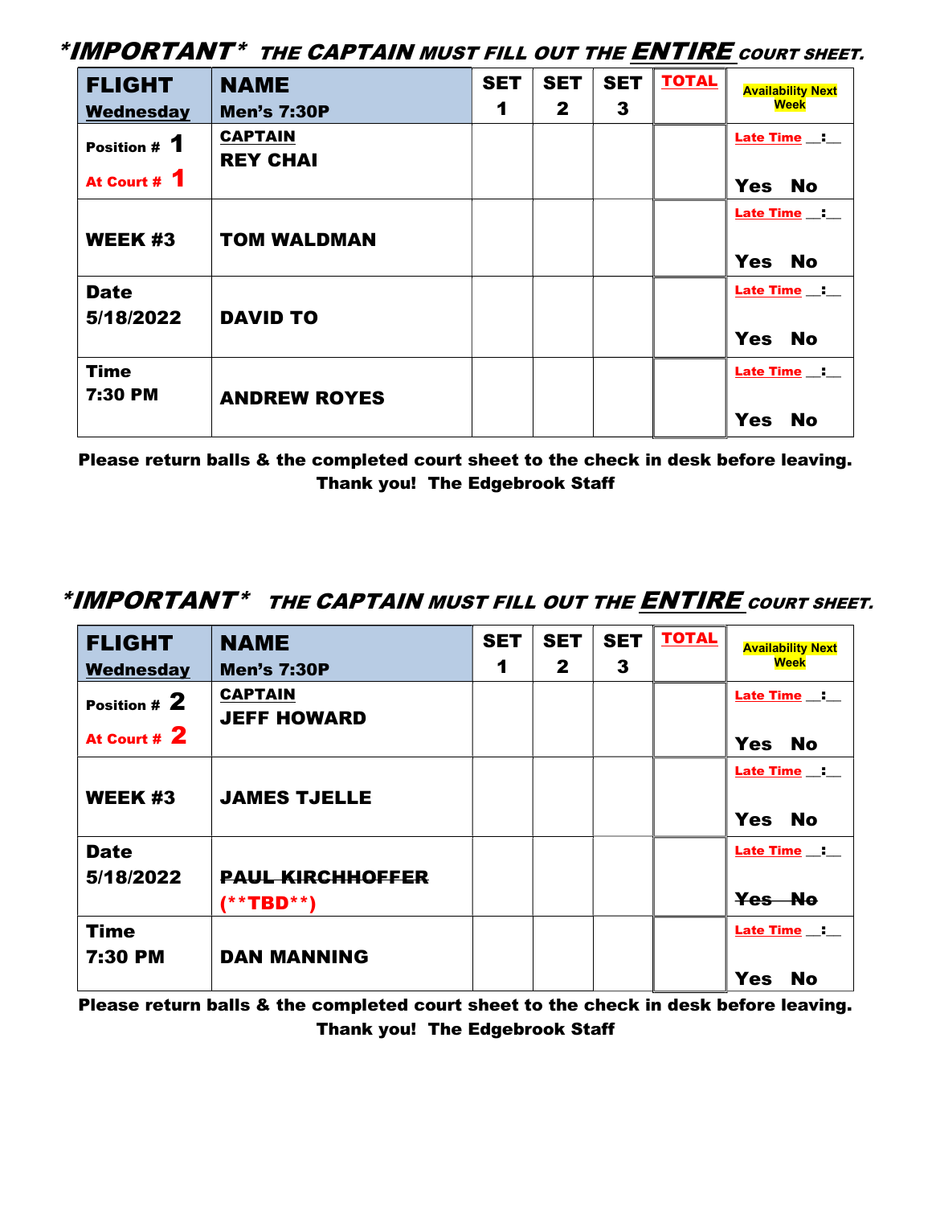***IMPORTANT* THE CAPTAIN MUST FILL OUT THE ENTIRE COURT SHEET.***

| FLIGHT Wednesday | NAME Men's 7:30P | SET 1 | SET 2 | SET 3 | TOTAL | Availability Next Week |
|---|---|---|---|---|---|---|
| Position # 1 At Court # 1 | CAPTAIN REY CHAI | | | | | Late Time __:__ Yes No |
| WEEK #3 | TOM WALDMAN | | | | | Late Time __:__ Yes No |
| Date 5/18/2022 | DAVID TO | | | | | Late Time __:__ Yes No |
| Time 7:30 PM | ANDREW ROYES | | | | | Late Time __:__ Yes No |

**Please return balls & the completed court sheet to the check in desk before leaving.**
**Thank you! The Edgebrook Staff**

***IMPORTANT* THE CAPTAIN MUST FILL OUT THE ENTIRE COURT SHEET.***

| FLIGHT Wednesday | NAME Men's 7:30P | SET 1 | SET 2 | SET 3 | TOTAL | Availability Next Week |
|---|---|---|---|---|---|---|
| Position # 2 At Court # 2 | CAPTAIN JEFF HOWARD | | | | | Late Time __:__ Yes No |
| WEEK #3 | JAMES TJELLE | | | | | Late Time __:__ Yes No |
| Date 5/18/2022 | ~~PAUL KIRCHHOFFER~~ (**TBD**) | | | | | Late Time __:__ ~~Yes No~~ |
| Time 7:30 PM | DAN MANNING | | | | | Late Time __:__ Yes No |

**Please return balls & the completed court sheet to the check in desk before leaving.**
**Thank you! The Edgebrook Staff**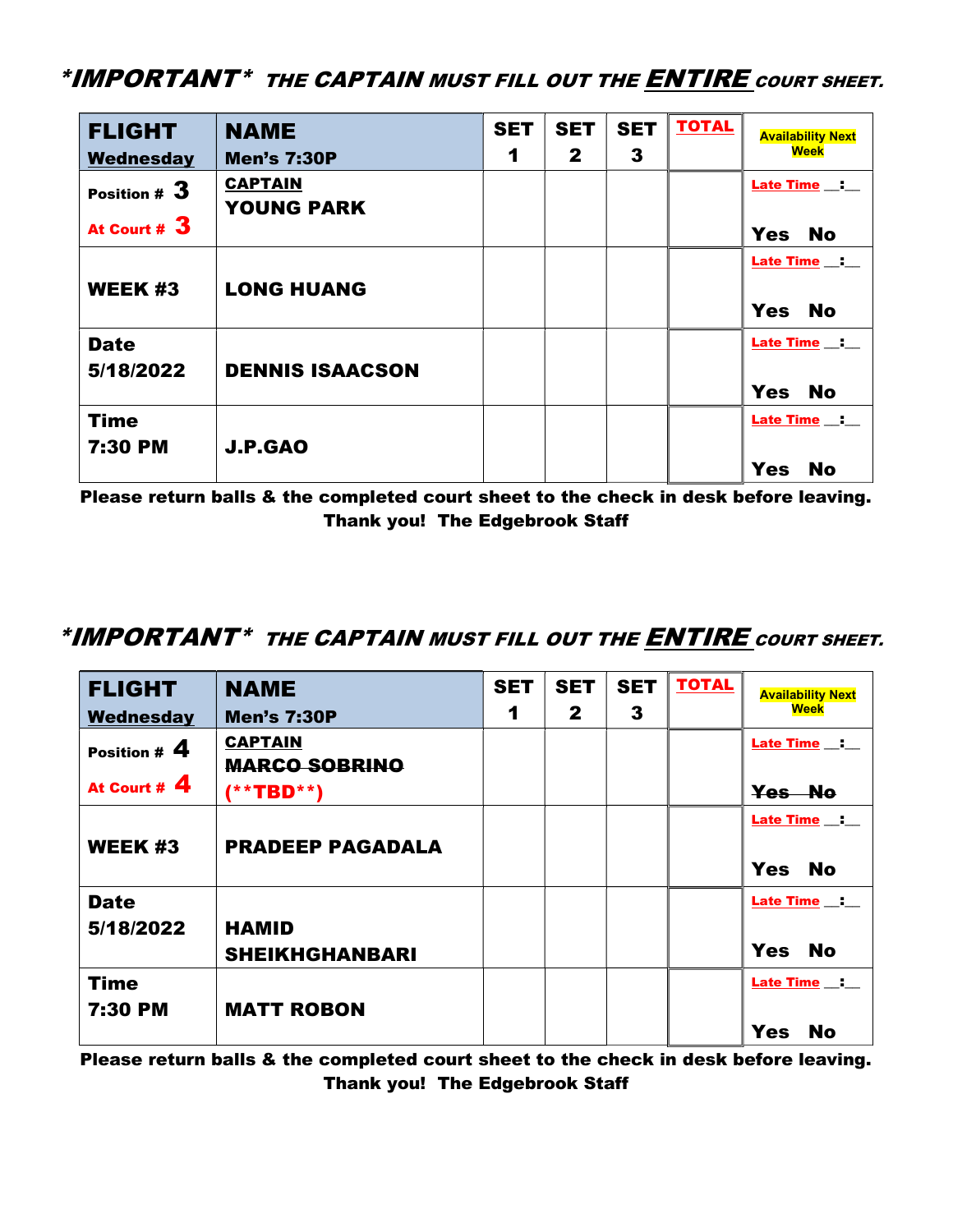***IMPORTANT*** ***THE CAPTAIN MUST FILL OUT THE ENTIRE COURT SHEET.***

| **FLIGHT** **Wednesday** | **NAME** **Men's 7:30P** | **SET 1** | **SET 2** | **SET 3** | **TOTAL** | **Availability Next Week** |
|---|---|---|---|---|---|---|
| **Position # 3** **At Court # 3** | **CAPTAIN** **YOUNG PARK** | | | | | **Late Time __:__** **Yes No** |
| **WEEK #3** | **LONG HUANG** | | | | | **Late Time __:__** **Yes No** |
| **Date** **5/18/2022** | **DENNIS ISAACSON** | | | | | **Late Time __:__** **Yes No** |
| **Time** **7:30 PM** | **J.P.GAO** | | | | | **Late Time __:__** **Yes No** |

**Please return balls & the completed court sheet to the check in desk before leaving.**
**Thank you! The Edgebrook Staff**

***IMPORTANT*** ***THE CAPTAIN MUST FILL OUT THE ENTIRE COURT SHEET.***

| **FLIGHT** **Wednesday** | **NAME** **Men's 7:30P** | **SET 1** | **SET 2** | **SET 3** | **TOTAL** | **Availability Next Week** |
|---|---|---|---|---|---|---|
| **Position # 4** **At Court # 4** | **CAPTAIN** ~~**MARCO SOBRINO**~~ **(\*\*TBD\*\*)** | | | | | **Late Time __:__** ~~**Yes No**~~ |
| **WEEK #3** | **PRADEEP PAGADALA** | | | | | **Late Time __:__** **Yes No** |
| **Date** **5/18/2022** | **HAMID SHEIKHGHANBARI** | | | | | **Late Time __:__** **Yes No** |
| **Time** **7:30 PM** | **MATT ROBON** | | | | | **Late Time __:__** **Yes No** |

**Please return balls & the completed court sheet to the check in desk before leaving.**
**Thank you! The Edgebrook Staff**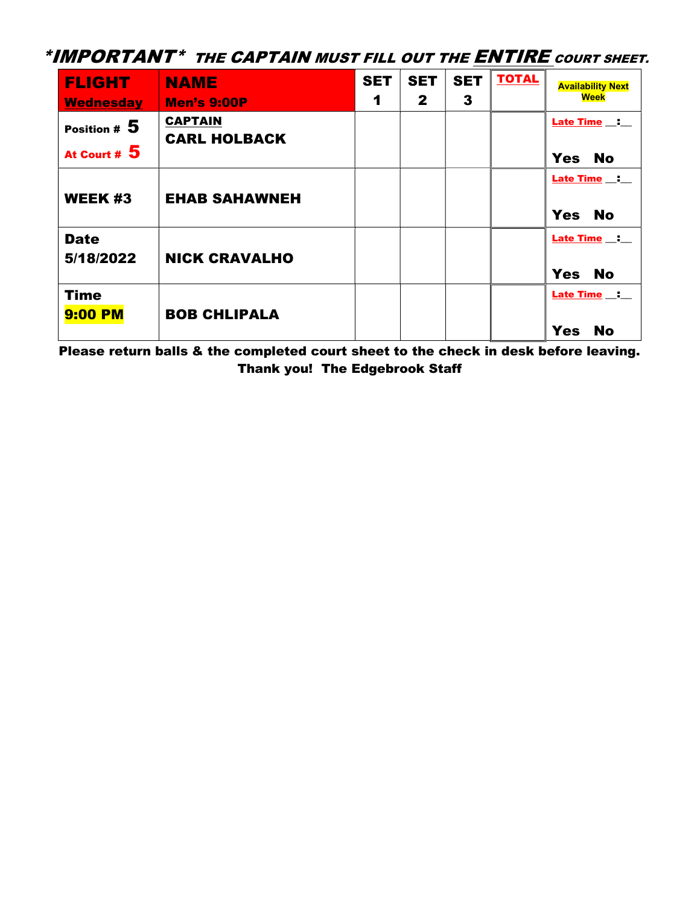***IMPORTANT* THE CAPTAIN MUST FILL OUT THE ENTIRE COURT SHEET.***

| FLIGHT Wednesday | NAME Men's 9:00P | SET 1 | SET 2 | SET 3 | TOTAL | Availability Next Week |
|---|---|---|---|---|---|---|
| Position # 5 At Court # 5 | CAPTAIN CARL HOLBACK | | | | | Late Time __:__ Yes No |
| WEEK #3 | EHAB SAHAWNEH | | | | | Late Time __:__ Yes No |
| Date 5/18/2022 | NICK CRAVALHO | | | | | Late Time __:__ Yes No |
| Time 9:00 PM | BOB CHLIPALA | | | | | Late Time __:__ Yes No |

**Please return balls & the completed court sheet to the check in desk before leaving.**
**Thank you! The Edgebrook Staff**